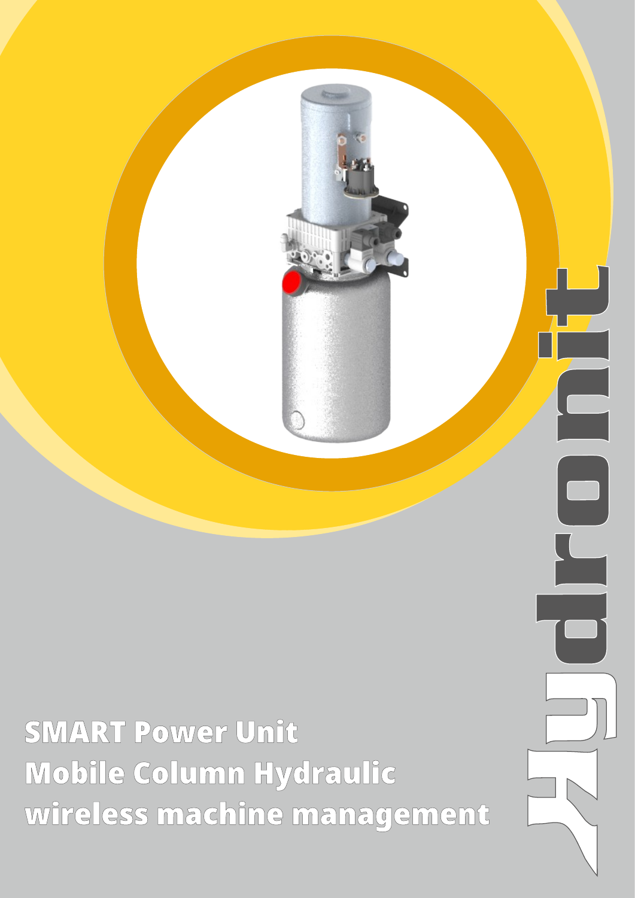# SMART Power Unit
# Mobile Column Hydraulic
# wireless machine management

Hydronit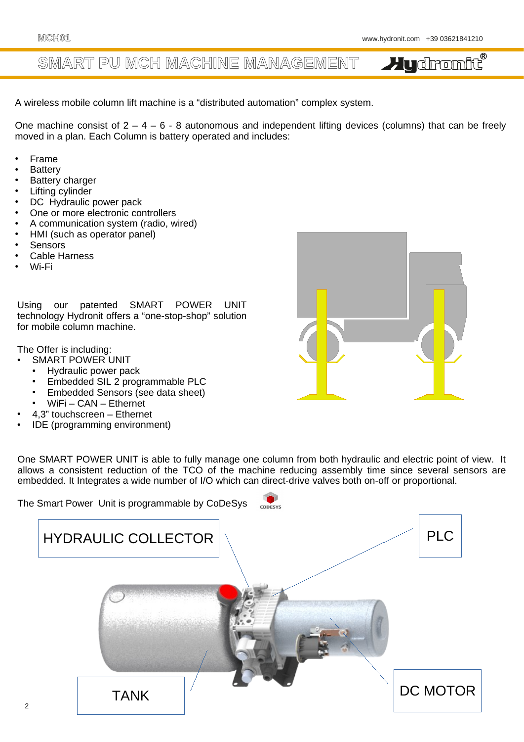# SMART PU MCH MACHINE MANAGEMENT

A wireless mobile column lift machine is a “distributed automation” complex system.

One machine consist of 2 – 4 – 6 - 8 autonomous and independent lifting devices (columns) that can be freely moved in a plan. Each Column is battery operated and includes:

- Frame
- Battery
- Battery charger
- Lifting cylinder
- DC Hydraulic power pack
- One or more electronic controllers
- A communication system (radio, wired)
- HMI (such as operator panel)
- Sensors
- Cable Harness
- Wi-Fi

Using our patented SMART POWER UNIT technology Hydronit offers a “one-stop-shop” solution for mobile column machine.

The Offer is including:

- SMART POWER UNIT
  - Hydraulic power pack
  - Embedded SIL 2 programmable PLC
  - Embedded Sensors (see data sheet)
  - WiFi – CAN – Ethernet
- 4,3” touchscreen – Ethernet
- IDE (programming environment)

One SMART POWER UNIT is able to fully manage one column from both hydraulic and electric point of view. It allows a consistent reduction of the TCO of the machine reducing assembly time since several sensors are embedded. It Integrates a wide number of I/O which can direct-drive valves both on-off or proportional.

The Smart Power Unit is programmable by CoDeSys

HYDRAULIC COLLECTOR

PLC

TANK

DC MOTOR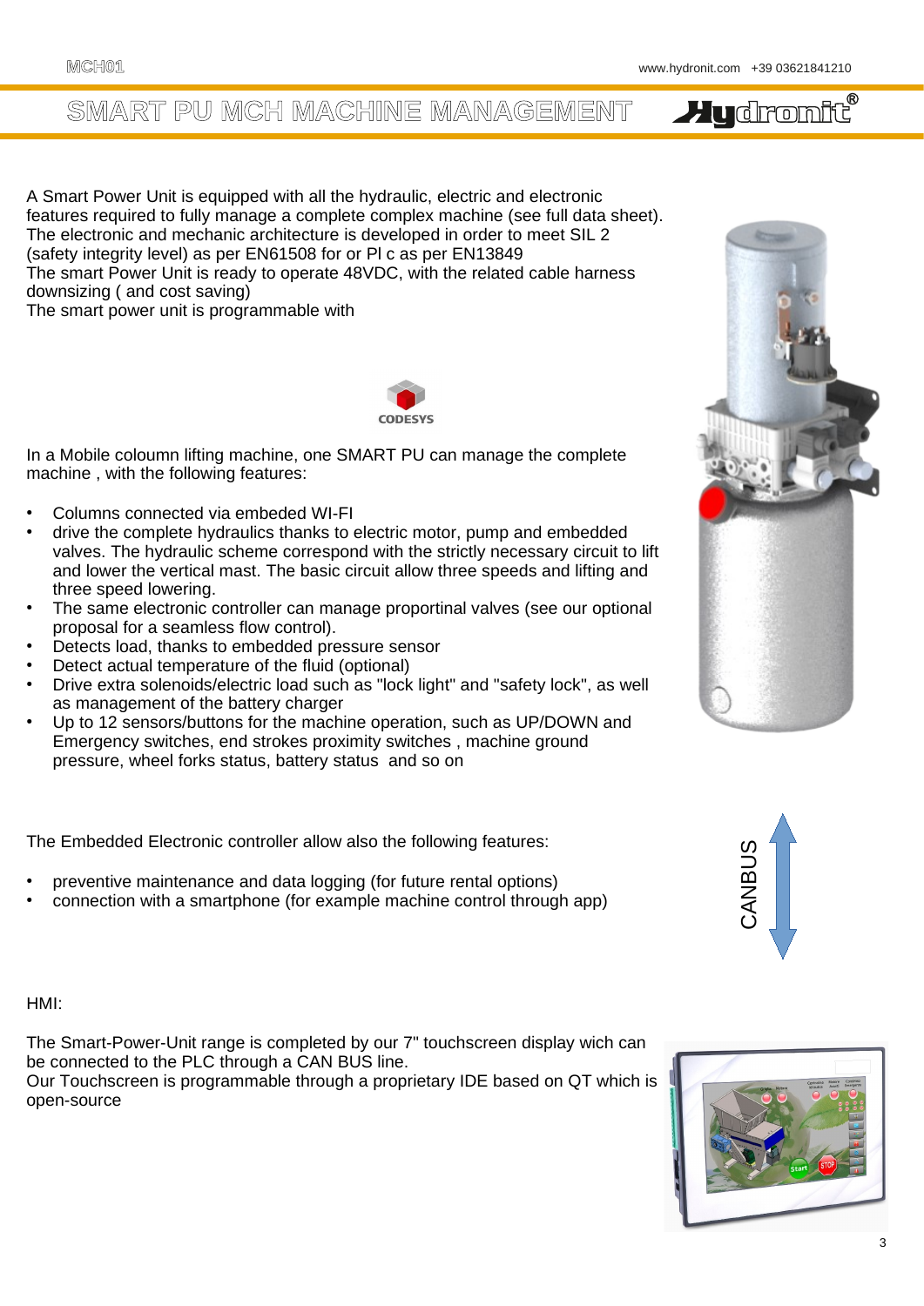# SMART PU MCH MACHINE MANAGEMENT

A Smart Power Unit is equipped with all the hydraulic, electric and electronic features required to fully manage a complete complex machine (see full data sheet). The electronic and mechanic architecture is developed in order to meet SIL 2 (safety integrity level) as per EN61508 for or Pl c as per EN13849
The smart Power Unit is ready to operate 48VDC, with the related cable harness downsizing ( and cost saving)
The smart power unit is programmable with

CODESYS

In a Mobile coloumn lifting machine, one SMART PU can manage the complete machine , with the following features:

- Columns connected via embeded WI-FI
- drive the complete hydraulics thanks to electric motor, pump and embedded valves. The hydraulic scheme correspond with the strictly necessary circuit to lift and lower the vertical mast. The basic circuit allow three speeds and lifting and three speed lowering.
- The same electronic controller can manage proportinal valves (see our optional proposal for a seamless flow control).
- Detects load, thanks to embedded pressure sensor
- Detect actual temperature of the fluid (optional)
- Drive extra solenoids/electric load such as "lock light" and "safety lock", as well as management of the battery charger
- Up to 12 sensors/buttons for the machine operation, such as UP/DOWN and Emergency switches, end strokes proximity switches , machine ground pressure, wheel forks status, battery status  and so on

The Embedded Electronic controller allow also the following features:

- preventive maintenance and data logging (for future rental options)
- connection with a smartphone (for example machine control through app)

CANBUS

HMI:

The Smart-Power-Unit range is completed by our 7" touchscreen display wich can be connected to the PLC through a CAN BUS line.
Our Touchscreen is programmable through a proprietary IDE based on QT which is open-source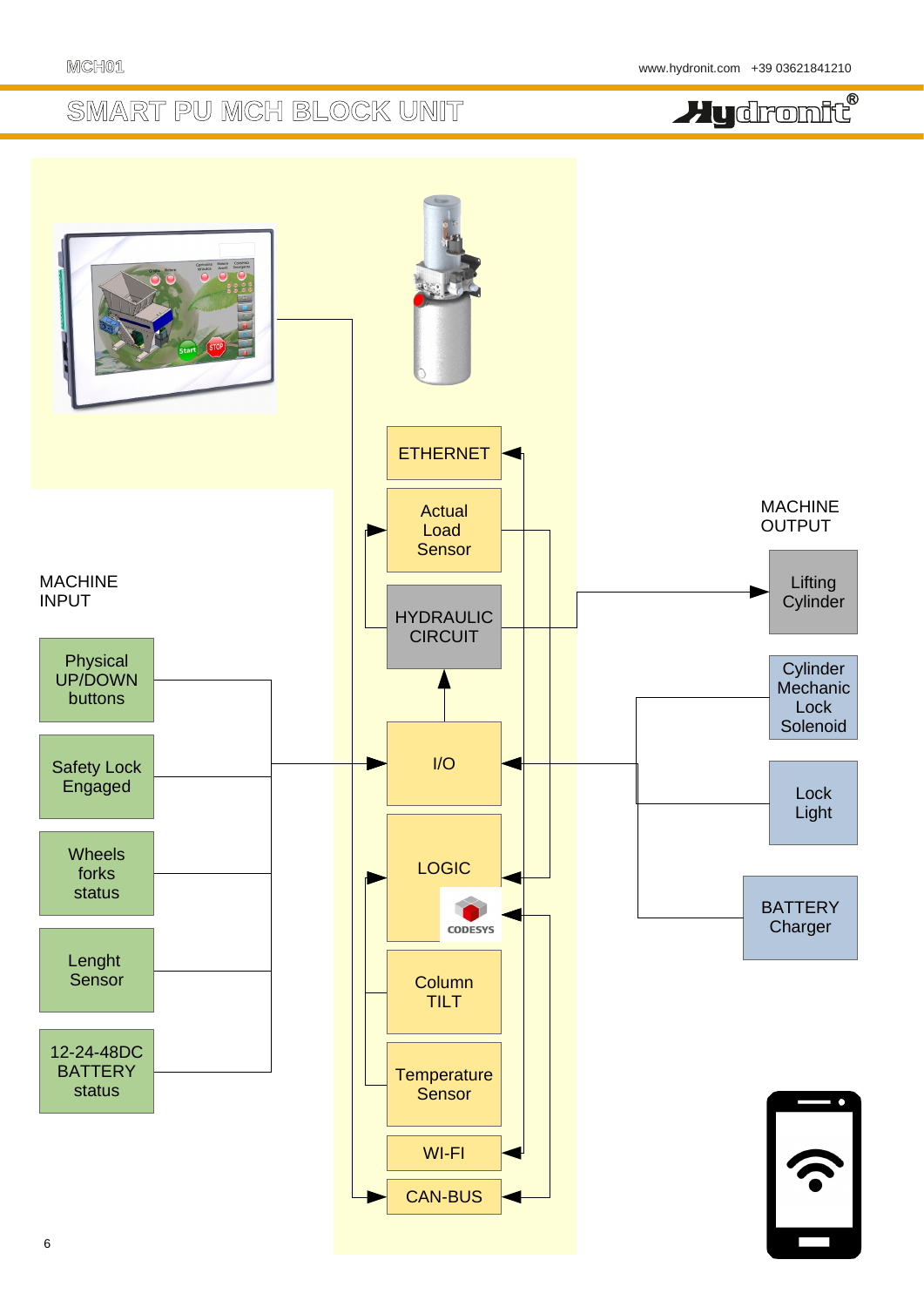# SMART PU MCH BLOCK UNIT

MACHINE INPUT

- Physical UP/DOWN buttons
- Safety Lock Engaged
- Wheels forks status
- Lenght Sensor
- 12-24-48DC BATTERY status

ETHERNET

Actual Load Sensor

HYDRAULIC CIRCUIT

I/O

LOGIC

CODESYS

Column TILT

Temperature Sensor

WI-FI

CAN-BUS

MACHINE OUTPUT

- Lifting Cylinder
- Cylinder Mechanic Lock Solenoid
- Lock Light
- BATTERY Charger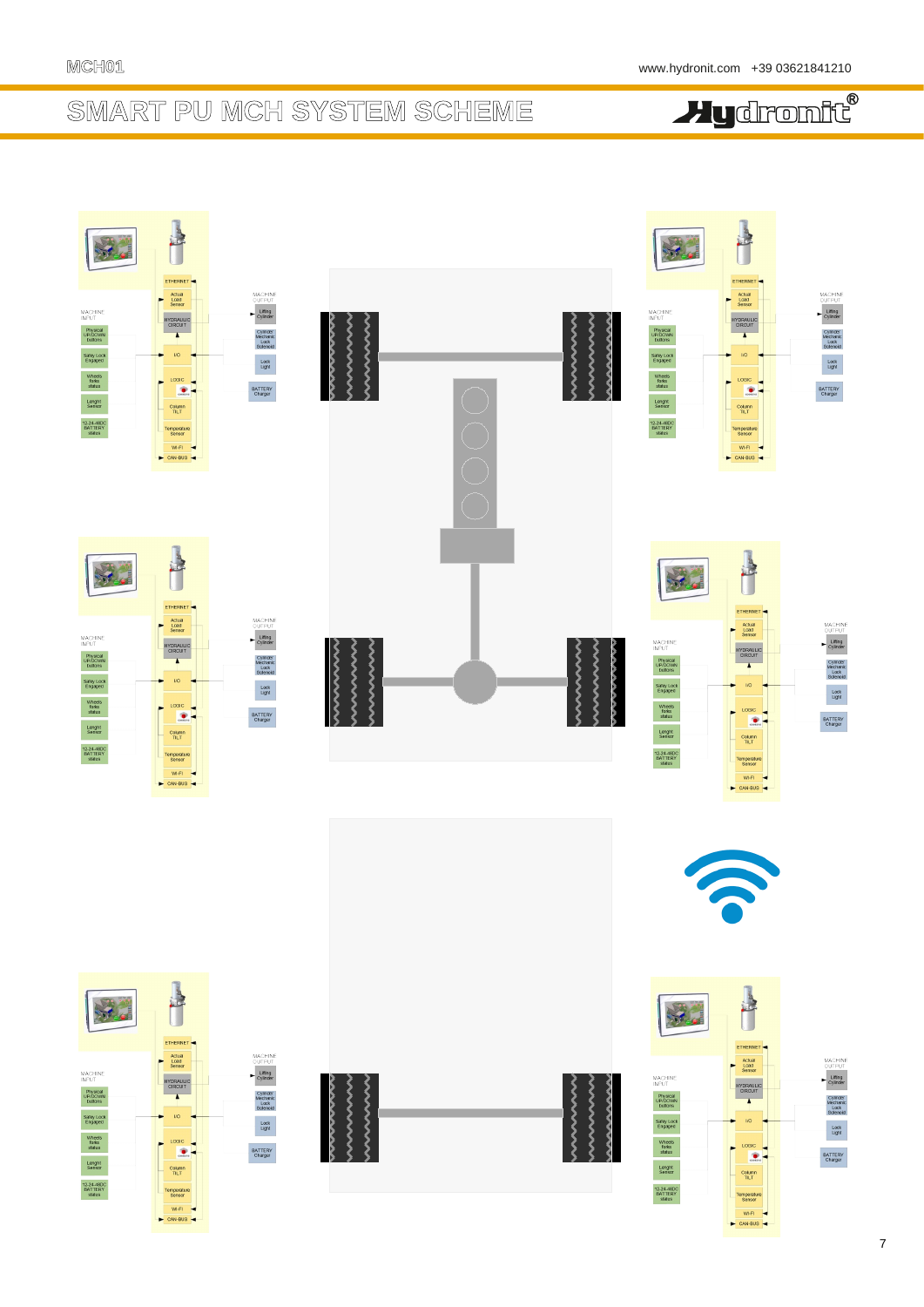# SMART PU MCH SYSTEM SCHEME

ETHERNET

Actual Load Sensor

HYDRAULIC CIRCUIT

I/O

LOGIC

Column TILT

Temperature Sensor

Wi-Fi

CAN-BUS

MACHINE INPUT

Physical UP/DOWN buttons

Safety Lock Engaged

Wheels forks status

Lenght Sensor

12-24-48DC BATTERY status

MACHINE OUTPUT

Lifting Cylinder

Cylinder Mechanic Lock Solenoid

Lock Light

BATTERY Charger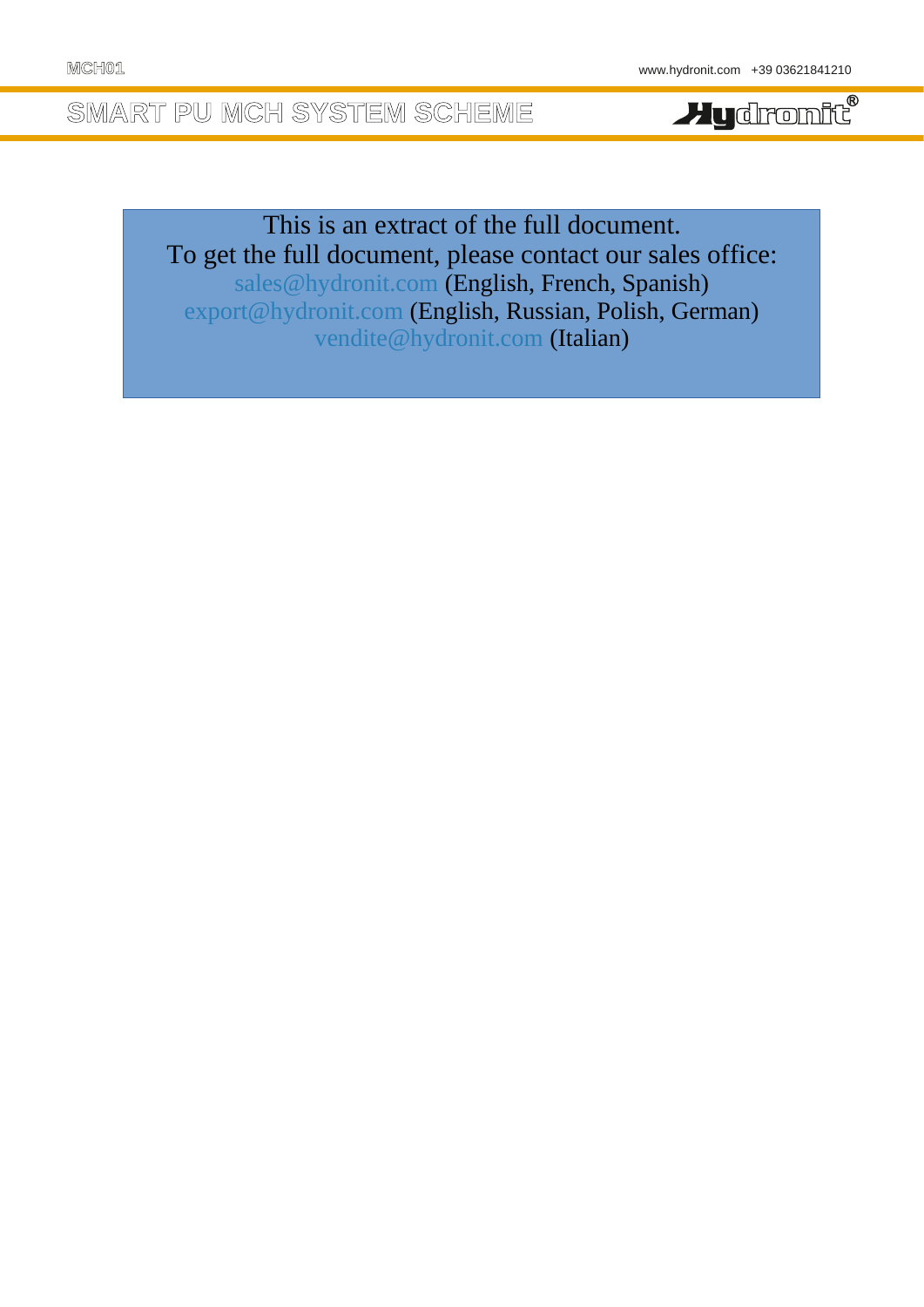This is an extract of the full document.
To get the full document, please contact our sales office:
sales@hydronit.com (English, French, Spanish)
export@hydronit.com (English, Russian, Polish, German)
vendite@hydronit.com (Italian)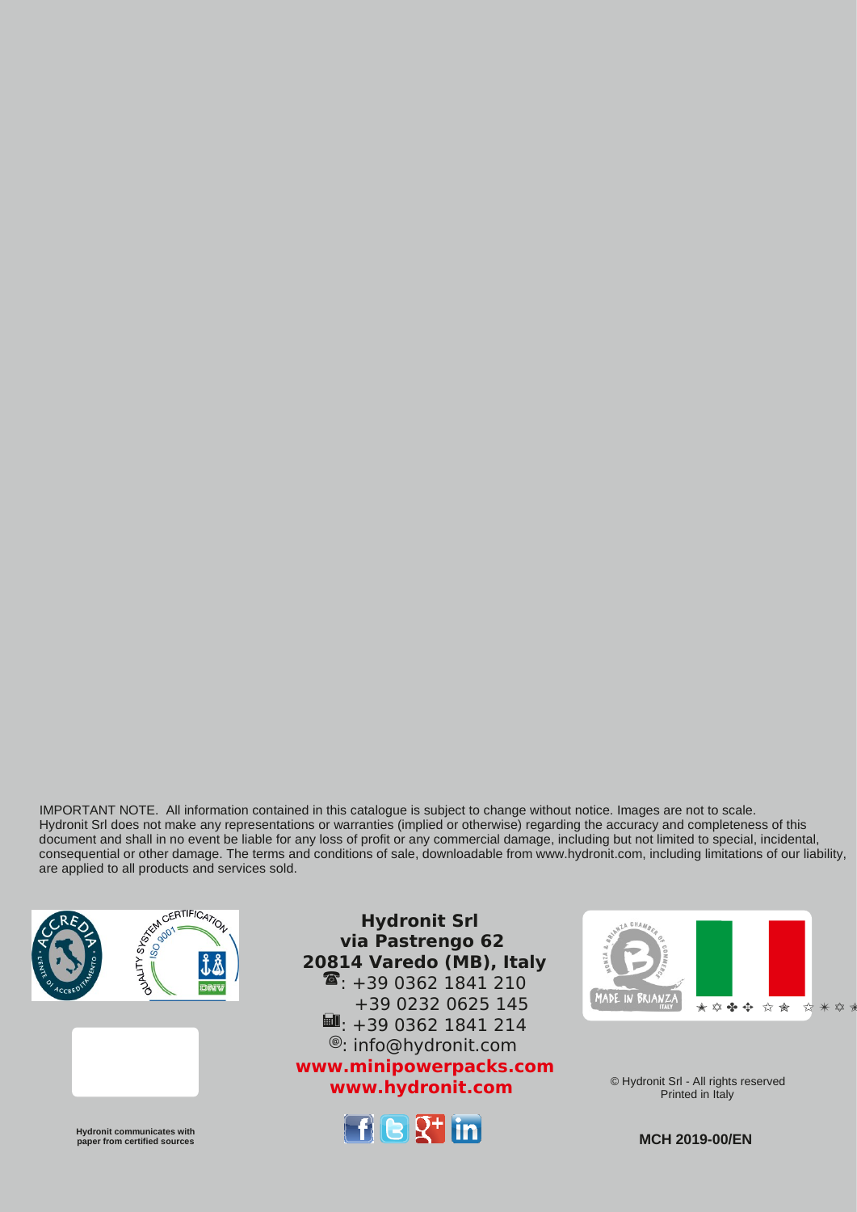IMPORTANT NOTE. All information contained in this catalogue is subject to change without notice. Images are not to scale. Hydronit Srl does not make any representations or warranties (implied or otherwise) regarding the accuracy and completeness of this document and shall in no event be liable for any loss of profit or any commercial damage, including but not limited to special, incidental, consequential or other damage. The terms and conditions of sale, downloadable from www.hydronit.com, including limitations of our liability, are applied to all products and services sold.

**Hydronit Srl**
**via Pastrengo 62**
**20814 Varedo (MB), Italy**

☎: +39 0362 1841 210
+39 0232 0625 145

Fax: +39 0362 1841 214

@: info@hydronit.com

**www.minipowerpacks.com**
**www.hydronit.com**

© Hydronit Srl - All rights reserved
Printed in Italy

**Hydronit communicates with paper from certified sources**

**MCH 2019-00/EN**